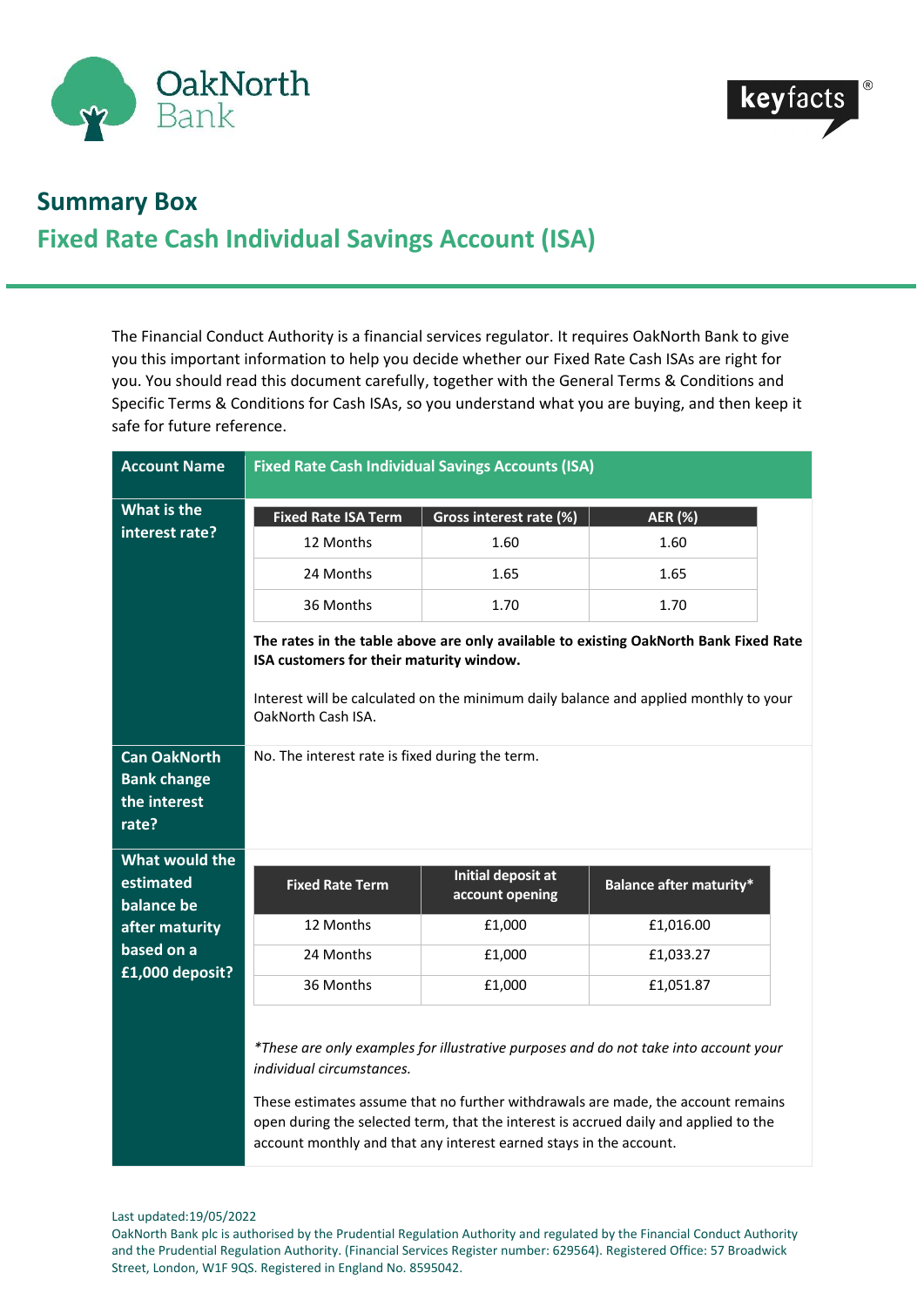OakNorth Bank

keyfacts®

# Summary Box

## Fixed Rate Cash Individual Savings Account (ISA)

The Financial Conduct Authority is a financial services regulator. It requires OakNorth Bank to give you this important information to help you decide whether our Fixed Rate Cash ISAs are right for you. You should read this document carefully, together with the General Terms & Conditions and Specific Terms & Conditions for Cash ISAs, so you understand what you are buying, and then keep it safe for future reference.

**Account Name**

**Fixed Rate Cash Individual Savings Accounts (ISA)**

**What is the interest rate?**

| Fixed Rate ISA Term | Gross interest rate (%) | AER (%) |
|---|---|---|
| 12 Months | 1.60 | 1.60 |
| 24 Months | 1.65 | 1.65 |
| 36 Months | 1.70 | 1.70 |

**The rates in the table above are only available to existing OakNorth Bank Fixed Rate ISA customers for their maturity window.**

Interest will be calculated on the minimum daily balance and applied monthly to your OakNorth Cash ISA.

**Can OakNorth Bank change the interest rate?**

No. The interest rate is fixed during the term.

**What would the estimated balance be after maturity based on a £1,000 deposit?**

| Fixed Rate Term | Initial deposit at account opening | Balance after maturity* |
|---|---|---|
| 12 Months | £1,000 | £1,016.00 |
| 24 Months | £1,000 | £1,033.27 |
| 36 Months | £1,000 | £1,051.87 |

*\*These are only examples for illustrative purposes and do not take into account your individual circumstances.*

These estimates assume that no further withdrawals are made, the account remains open during the selected term, that the interest is accrued daily and applied to the account monthly and that any interest earned stays in the account.

Last updated:19/05/2022

OakNorth Bank plc is authorised by the Prudential Regulation Authority and regulated by the Financial Conduct Authority and the Prudential Regulation Authority. (Financial Services Register number: 629564). Registered Office: 57 Broadwick Street, London, W1F 9QS. Registered in England No. 8595042.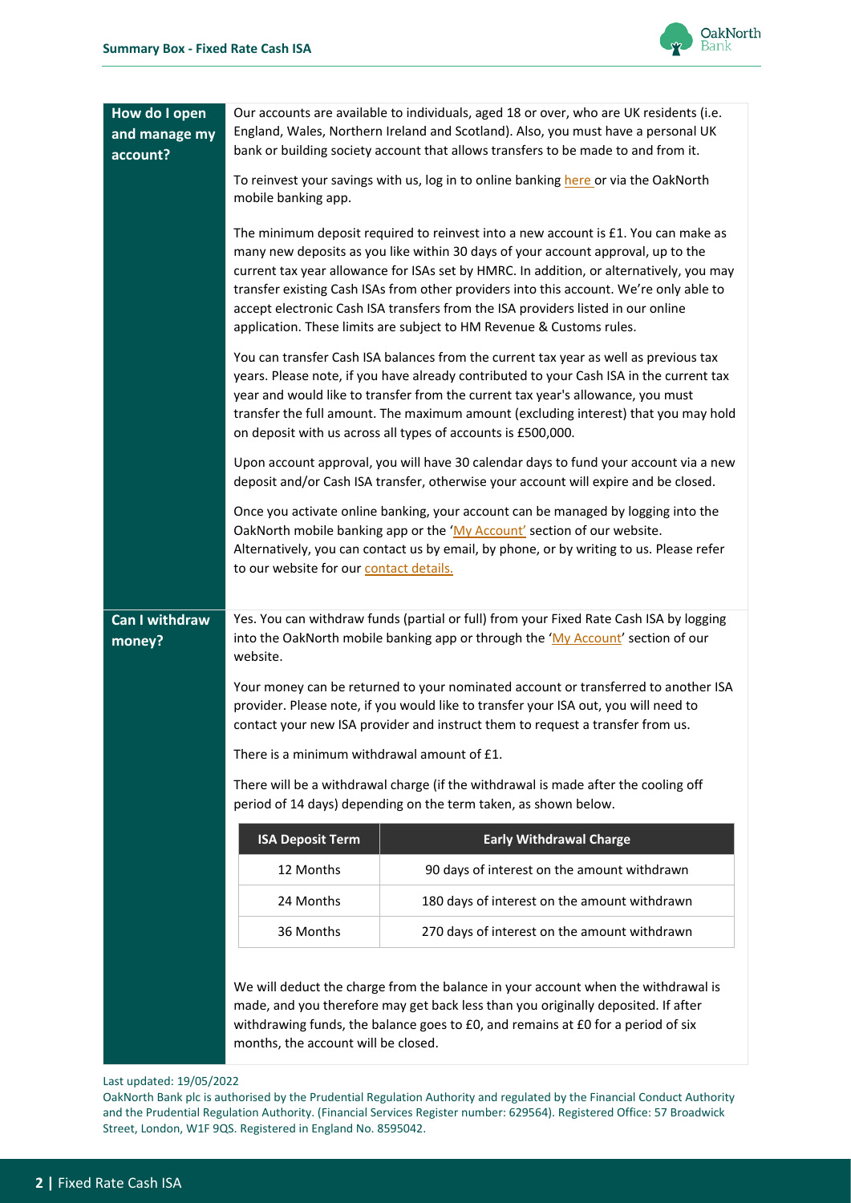## How do I open and manage my account?

Our accounts are available to individuals, aged 18 or over, who are UK residents (i.e. England, Wales, Northern Ireland and Scotland). Also, you must have a personal UK bank or building society account that allows transfers to be made to and from it.

To reinvest your savings with us, log in to online banking here or via the OakNorth mobile banking app.

The minimum deposit required to reinvest into a new account is £1. You can make as many new deposits as you like within 30 days of your account approval, up to the current tax year allowance for ISAs set by HMRC. In addition, or alternatively, you may transfer existing Cash ISAs from other providers into this account. We're only able to accept electronic Cash ISA transfers from the ISA providers listed in our online application. These limits are subject to HM Revenue & Customs rules.

You can transfer Cash ISA balances from the current tax year as well as previous tax years. Please note, if you have already contributed to your Cash ISA in the current tax year and would like to transfer from the current tax year's allowance, you must transfer the full amount. The maximum amount (excluding interest) that you may hold on deposit with us across all types of accounts is £500,000.

Upon account approval, you will have 30 calendar days to fund your account via a new deposit and/or Cash ISA transfer, otherwise your account will expire and be closed.

Once you activate online banking, your account can be managed by logging into the OakNorth mobile banking app or the 'My Account' section of our website. Alternatively, you can contact us by email, by phone, or by writing to us. Please refer to our website for our contact details.

## Can I withdraw money?

Yes. You can withdraw funds (partial or full) from your Fixed Rate Cash ISA by logging into the OakNorth mobile banking app or through the 'My Account' section of our website.

Your money can be returned to your nominated account or transferred to another ISA provider. Please note, if you would like to transfer your ISA out, you will need to contact your new ISA provider and instruct them to request a transfer from us.

There is a minimum withdrawal amount of £1.

There will be a withdrawal charge (if the withdrawal is made after the cooling off period of 14 days) depending on the term taken, as shown below.

| ISA Deposit Term | Early Withdrawal Charge |
|---|---|
| 12 Months | 90 days of interest on the amount withdrawn |
| 24 Months | 180 days of interest on the amount withdrawn |
| 36 Months | 270 days of interest on the amount withdrawn |

We will deduct the charge from the balance in your account when the withdrawal is made, and you therefore may get back less than you originally deposited. If after withdrawing funds, the balance goes to £0, and remains at £0 for a period of six months, the account will be closed.

Last updated: 19/05/2022

OakNorth Bank plc is authorised by the Prudential Regulation Authority and regulated by the Financial Conduct Authority and the Prudential Regulation Authority. (Financial Services Register number: 629564). Registered Office: 57 Broadwick Street, London, W1F 9QS. Registered in England No. 8595042.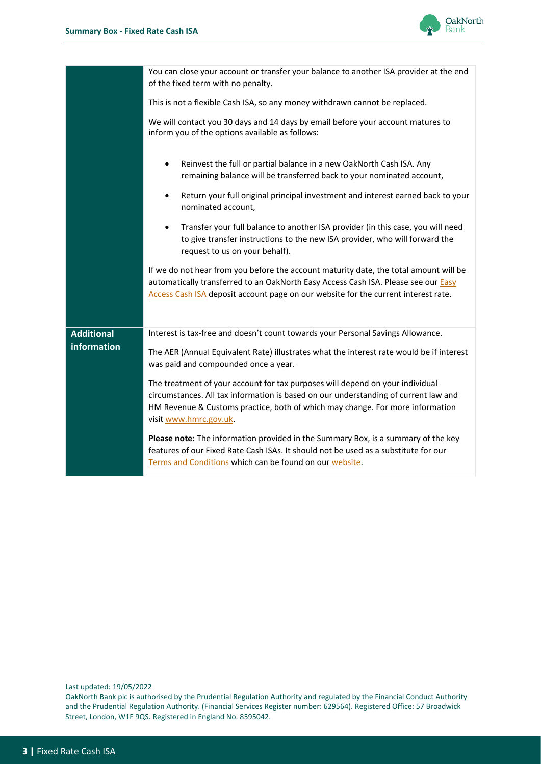| | |
|---|---|
| | You can close your account or transfer your balance to another ISA provider at the end of the fixed term with no penalty.<br><br>This is not a flexible Cash ISA, so any money withdrawn cannot be replaced.<br><br>We will contact you 30 days and 14 days by email before your account matures to inform you of the options available as follows:<br><br>• Reinvest the full or partial balance in a new OakNorth Cash ISA. Any remaining balance will be transferred back to your nominated account,<br>• Return your full original principal investment and interest earned back to your nominated account,<br>• Transfer your full balance to another ISA provider (in this case, you will need to give transfer instructions to the new ISA provider, who will forward the request to us on your behalf).<br><br>If we do not hear from you before the account maturity date, the total amount will be automatically transferred to an OakNorth Easy Access Cash ISA. Please see our Easy Access Cash ISA deposit account page on our website for the current interest rate. |
| **Additional information** | Interest is tax-free and doesn't count towards your Personal Savings Allowance.<br><br>The AER (Annual Equivalent Rate) illustrates what the interest rate would be if interest was paid and compounded once a year.<br><br>The treatment of your account for tax purposes will depend on your individual circumstances. All tax information is based on our understanding of current law and HM Revenue & Customs practice, both of which may change. For more information visit www.hmrc.gov.uk.<br><br>**Please note:** The information provided in the Summary Box, is a summary of the key features of our Fixed Rate Cash ISAs. It should not be used as a substitute for our Terms and Conditions which can be found on our website. |

Last updated: 19/05/2022

OakNorth Bank plc is authorised by the Prudential Regulation Authority and regulated by the Financial Conduct Authority and the Prudential Regulation Authority. (Financial Services Register number: 629564). Registered Office: 57 Broadwick Street, London, W1F 9QS. Registered in England No. 8595042.